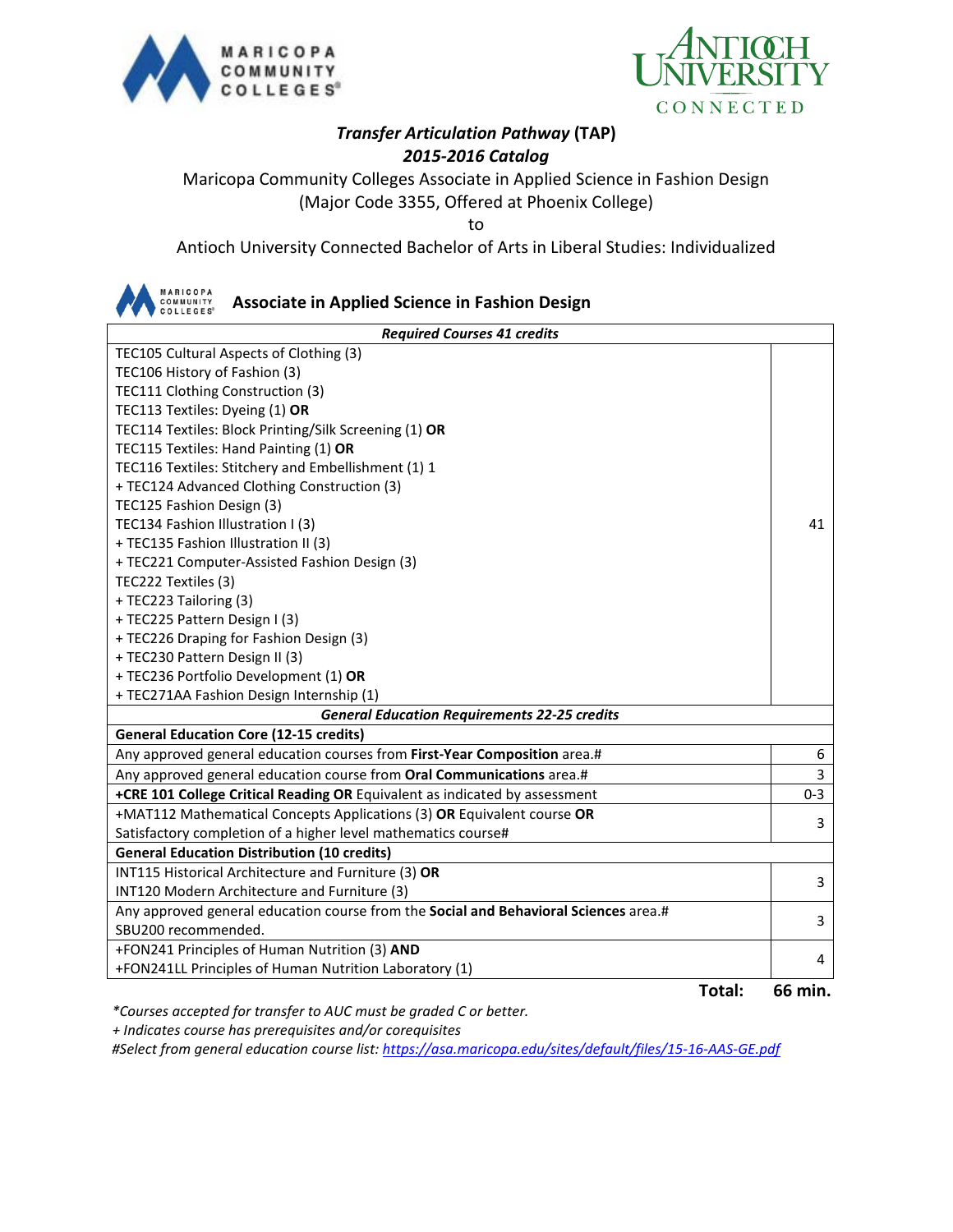## *Transfer Articulation Pathway* (TAP)
## *2015-2016 Catalog*

Maricopa Community Colleges Associate in Applied Science in Fashion Design
(Major Code 3355, Offered at Phoenix College)
to
Antioch University Connected Bachelor of Arts in Liberal Studies: Individualized

### Associate in Applied Science in Fashion Design

| ***Required Courses 41 credits*** | |
|---|---|
| TEC105 Cultural Aspects of Clothing (3)<br>TEC106 History of Fashion (3)<br>TEC111 Clothing Construction (3)<br>TEC113 Textiles: Dyeing (1) **OR**<br>TEC114 Textiles: Block Printing/Silk Screening (1) **OR**<br>TEC115 Textiles: Hand Painting (1) **OR**<br>TEC116 Textiles: Stitchery and Embellishment (1) 1<br>+ TEC124 Advanced Clothing Construction (3)<br>TEC125 Fashion Design (3)<br>TEC134 Fashion Illustration I (3)<br>+ TEC135 Fashion Illustration II (3)<br>+ TEC221 Computer-Assisted Fashion Design (3)<br>TEC222 Textiles (3)<br>+ TEC223 Tailoring (3)<br>+ TEC225 Pattern Design I (3)<br>+ TEC226 Draping for Fashion Design (3)<br>+ TEC230 Pattern Design II (3)<br>+ TEC236 Portfolio Development (1) **OR**<br>+ TEC271AA Fashion Design Internship (1) | 41 |
| ***General Education Requirements 22-25 credits*** | |
| **General Education Core (12-15 credits)** | |
| Any approved general education courses from **First-Year Composition** area.# | 6 |
| Any approved general education course from **Oral Communications** area.# | 3 |
| **+CRE 101 College Critical Reading OR** Equivalent as indicated by assessment | 0-3 |
| +MAT112 Mathematical Concepts Applications (3) **OR** Equivalent course **OR**<br>Satisfactory completion of a higher level mathematics course# | 3 |
| **General Education Distribution (10 credits)** | |
| INT115 Historical Architecture and Furniture (3) **OR**<br>INT120 Modern Architecture and Furniture (3) | 3 |
| Any approved general education course from the **Social and Behavioral Sciences** area.#<br>SBU200 recommended. | 3 |
| +FON241 Principles of Human Nutrition (3) **AND**<br>+FON241LL Principles of Human Nutrition Laboratory (1) | 4 |
| **Total:** | **66 min.** |

*\*Courses accepted for transfer to AUC must be graded C or better.*
*+ Indicates course has prerequisites and/or corequisites*
*#Select from general education course list: https://asa.maricopa.edu/sites/default/files/15-16-AAS-GE.pdf*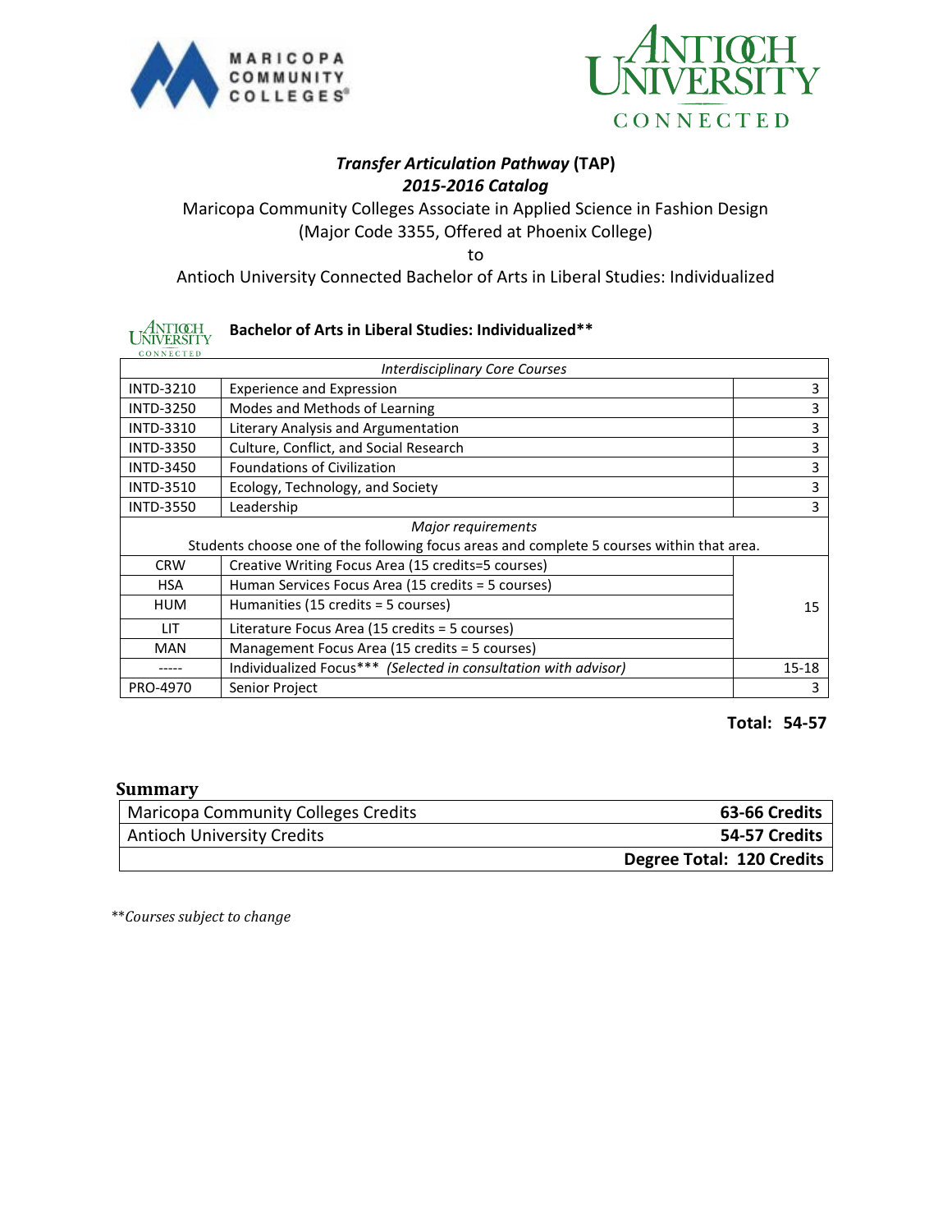*Transfer Articulation Pathway* **(TAP)**

***2015-2016 Catalog***

Maricopa Community Colleges Associate in Applied Science in Fashion Design
(Major Code 3355, Offered at Phoenix College)

to

Antioch University Connected Bachelor of Arts in Liberal Studies: Individualized

**Bachelor of Arts in Liberal Studies: Individualized****

| | | |
|---|---|---|
| *Interdisciplinary Core Courses* | | |
| INTD-3210 | Experience and Expression | 3 |
| INTD-3250 | Modes and Methods of Learning | 3 |
| INTD-3310 | Literary Analysis and Argumentation | 3 |
| INTD-3350 | Culture, Conflict, and Social Research | 3 |
| INTD-3450 | Foundations of Civilization | 3 |
| INTD-3510 | Ecology, Technology, and Society | 3 |
| INTD-3550 | Leadership | 3 |
| *Major requirements* Students choose one of the following focus areas and complete 5 courses within that area. | | |
| CRW | Creative Writing Focus Area (15 credits=5 courses) | 15 |
| HSA | Human Services Focus Area (15 credits = 5 courses) | |
| HUM | Humanities (15 credits = 5 courses) | |
| LIT | Literature Focus Area (15 credits = 5 courses) | |
| MAN | Management Focus Area (15 credits = 5 courses) | |
| ----- | Individualized Focus*** *(Selected in consultation with advisor)* | 15-18 |
| PRO-4970 | Senior Project | 3 |

**Total: 54-57**

## Summary

| | |
|---|---|
| Maricopa Community Colleges Credits | **63-66 Credits** |
| Antioch University Credits | **54-57 Credits** |
| | **Degree Total: 120 Credits** |

***Courses subject to change*